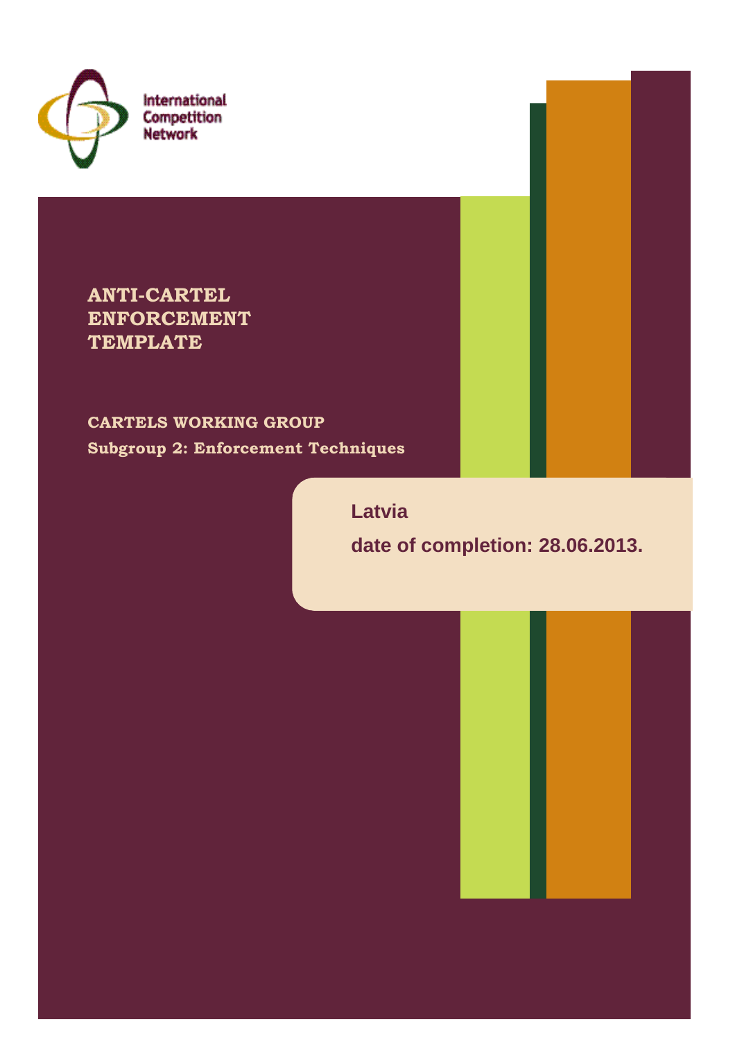International Competition Network

# ANTI-CARTEL ENFORCEMENT TEMPLATE

**CARTELS WORKING GROUP**

**Subgroup 2: Enforcement Techniques**

**Latvia**

**date of completion: 28.06.2013.**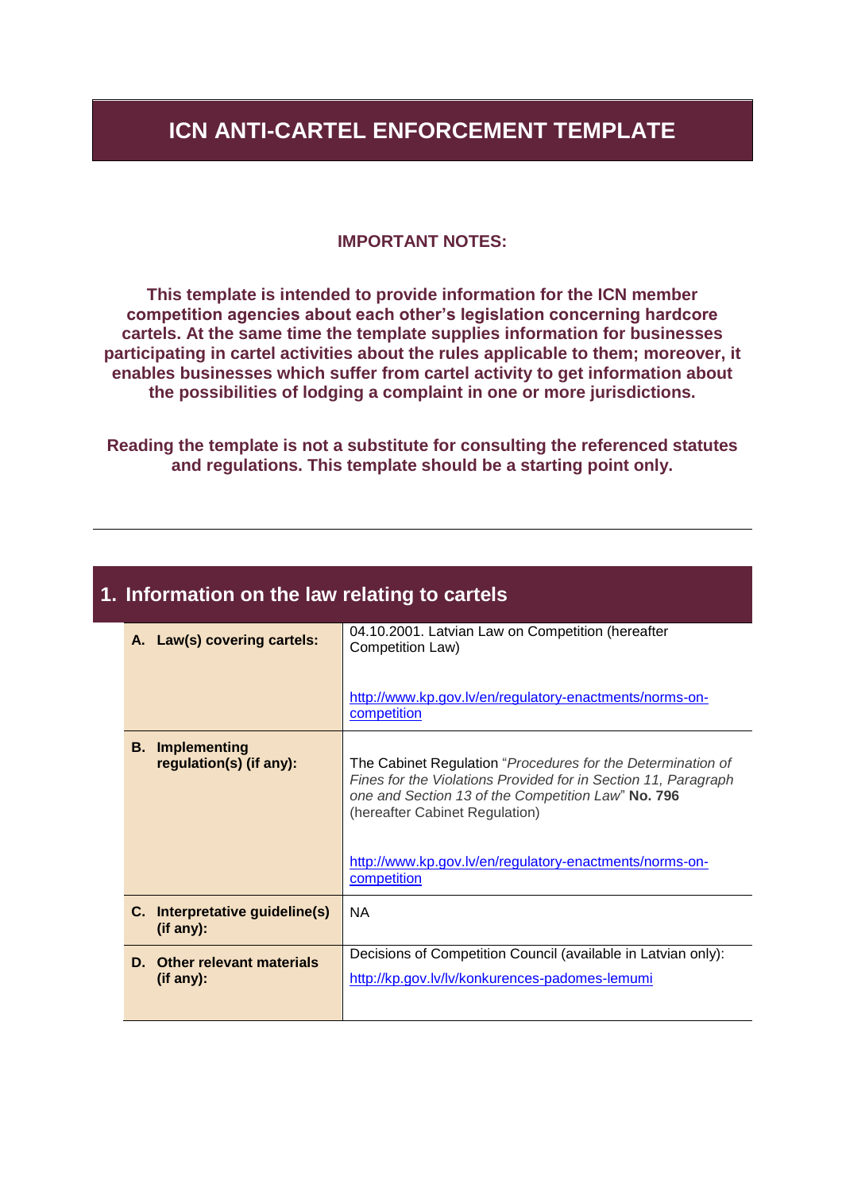# ICN ANTI-CARTEL ENFORCEMENT TEMPLATE

**IMPORTANT NOTES:**

**This template is intended to provide information for the ICN member competition agencies about each other's legislation concerning hardcore cartels. At the same time the template supplies information for businesses participating in cartel activities about the rules applicable to them; moreover, it enables businesses which suffer from cartel activity to get information about the possibilities of lodging a complaint in one or more jurisdictions.**

**Reading the template is not a substitute for consulting the referenced statutes and regulations. This template should be a starting point only.**

---

## 1. Information on the law relating to cartels

| | |
|---|---|
| **A. Law(s) covering cartels:** | 04.10.2001. Latvian Law on Competition (hereafter Competition Law)<br><br>http://www.kp.gov.lv/en/regulatory-enactments/norms-on-competition |
| **B. Implementing regulation(s) (if any):** | The Cabinet Regulation "*Procedures for the Determination of Fines for the Violations Provided for in Section 11, Paragraph one and Section 13 of the Competition Law*" **No. 796** (hereafter Cabinet Regulation)<br><br>http://www.kp.gov.lv/en/regulatory-enactments/norms-on-competition |
| **C. Interpretative guideline(s) (if any):** | NA |
| **D. Other relevant materials (if any):** | Decisions of Competition Council (available in Latvian only):<br>http://kp.gov.lv/lv/konkurences-padomes-lemumi |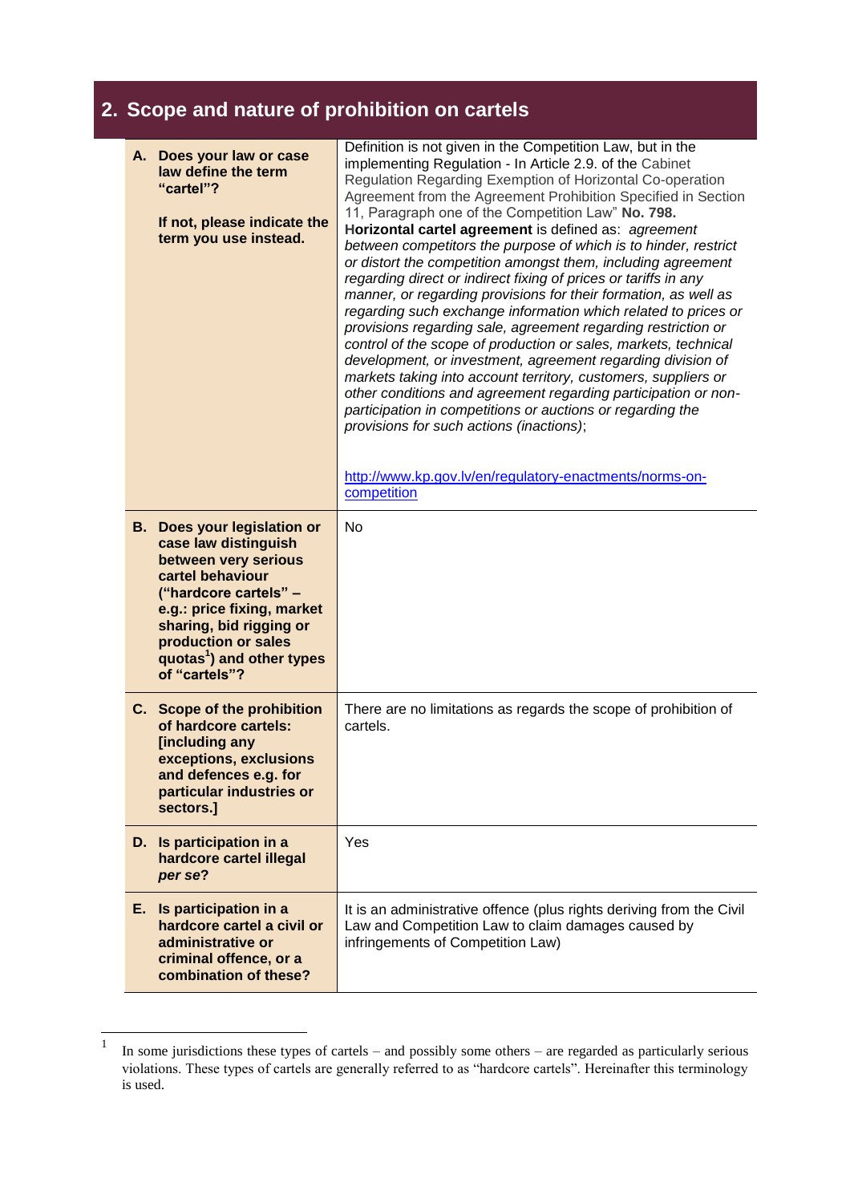## 2. Scope and nature of prohibition on cartels

| | |
|---|---|
| **A. Does your law or case law define the term "cartel"?**<br><br>**If not, please indicate the term you use instead.** | Definition is not given in the Competition Law, but in the implementing Regulation - In Article 2.9. of the Cabinet Regulation Regarding Exemption of Horizontal Co-operation Agreement from the Agreement Prohibition Specified in Section 11, Paragraph one of the Competition Law" **No. 798.**<br>**Horizontal cartel agreement** is defined as: *agreement between competitors the purpose of which is to hinder, restrict or distort the competition amongst them, including agreement regarding direct or indirect fixing of prices or tariffs in any manner, or regarding provisions for their formation, as well as regarding such exchange information which related to prices or provisions regarding sale, agreement regarding restriction or control of the scope of production or sales, markets, technical development, or investment, agreement regarding division of markets taking into account territory, customers, suppliers or other conditions and agreement regarding participation or non-participation in competitions or auctions or regarding the provisions for such actions (inactions)*;<br><br>http://www.kp.gov.lv/en/regulatory-enactments/norms-on-competition |
| **B. Does your legislation or case law distinguish between very serious cartel behaviour ("hardcore cartels" – e.g.: price fixing, market sharing, bid rigging or production or sales quotas[1]) and other types of "cartels"?** | No |
| **C. Scope of the prohibition of hardcore cartels: [including any exceptions, exclusions and defences e.g. for particular industries or sectors.]** | There are no limitations as regards the scope of prohibition of cartels. |
| **D. Is participation in a hardcore cartel illegal *per se*?** | Yes |
| **E. Is participation in a hardcore cartel a civil or administrative or criminal offence, or a combination of these?** | It is an administrative offence (plus rights deriving from the Civil Law and Competition Law to claim damages caused by infringements of Competition Law) |

[1] In some jurisdictions these types of cartels – and possibly some others – are regarded as particularly serious violations. These types of cartels are generally referred to as "hardcore cartels". Hereinafter this terminology is used.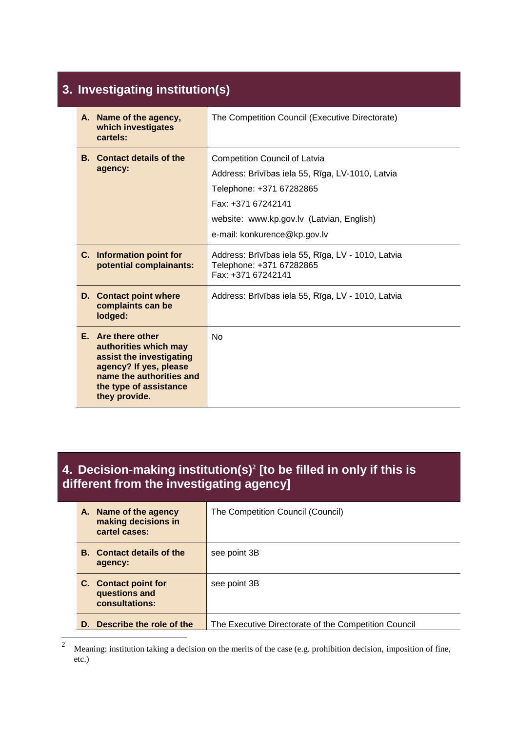## 3. Investigating institution(s)

| | |
|---|---|
| **A. Name of the agency, which investigates cartels:** | The Competition Council (Executive Directorate) |
| **B. Contact details of the agency:** | Competition Council of Latvia<br>Address: Brīvības iela 55, Rīga, LV-1010, Latvia<br>Telephone: +371 67282865<br>Fax: +371 67242141<br>website: www.kp.gov.lv (Latvian, English)<br>e-mail: konkurence@kp.gov.lv |
| **C. Information point for potential complainants:** | Address: Brīvības iela 55, Rīga, LV - 1010, Latvia<br>Telephone: +371 67282865<br>Fax: +371 67242141 |
| **D. Contact point where complaints can be lodged:** | Address: Brīvības iela 55, Rīga, LV - 1010, Latvia |
| **E. Are there other authorities which may assist the investigating agency? If yes, please name the authorities and the type of assistance they provide.** | No |

## 4. Decision-making institution(s)[2] [to be filled in only if this is different from the investigating agency]

| | |
|---|---|
| **A. Name of the agency making decisions in cartel cases:** | The Competition Council (Council) |
| **B. Contact details of the agency:** | see point 3B |
| **C. Contact point for questions and consultations:** | see point 3B |
| **D. Describe the role of the** | The Executive Directorate of the Competition Council |

[2] Meaning: institution taking a decision on the merits of the case (e.g. prohibition decision, imposition of fine, etc.)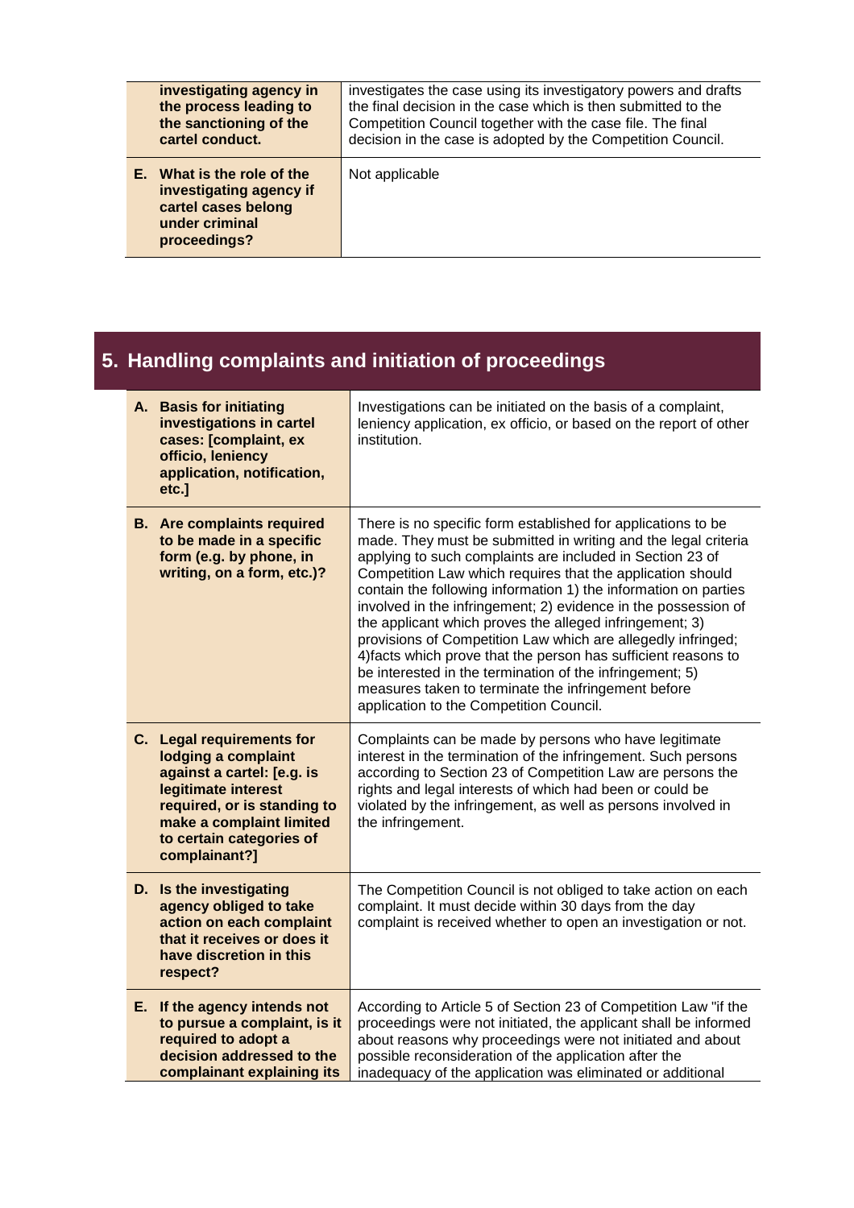| | |
|---|---|
| **investigating agency in the process leading to the sanctioning of the cartel conduct.** | investigates the case using its investigatory powers and drafts the final decision in the case which is then submitted to the Competition Council together with the case file. The final decision in the case is adopted by the Competition Council. |
| **E. What is the role of the investigating agency if cartel cases belong under criminal proceedings?** | Not applicable |

## 5. Handling complaints and initiation of proceedings

| | |
|---|---|
| **A. Basis for initiating investigations in cartel cases: [complaint, ex officio, leniency application, notification, etc.]** | Investigations can be initiated on the basis of a complaint, leniency application, ex officio, or based on the report of other institution. |
| **B. Are complaints required to be made in a specific form (e.g. by phone, in writing, on a form, etc.)?** | There is no specific form established for applications to be made. They must be submitted in writing and the legal criteria applying to such complaints are included in Section 23 of Competition Law which requires that the application should contain the following information 1) the information on parties involved in the infringement; 2) evidence in the possession of the applicant which proves the alleged infringement; 3) provisions of Competition Law which are allegedly infringed; 4)facts which prove that the person has sufficient reasons to be interested in the termination of the infringement; 5) measures taken to terminate the infringement before application to the Competition Council. |
| **C. Legal requirements for lodging a complaint against a cartel: [e.g. is legitimate interest required, or is standing to make a complaint limited to certain categories of complainant?]** | Complaints can be made by persons who have legitimate interest in the termination of the infringement. Such persons according to Section 23 of Competition Law are persons the rights and legal interests of which had been or could be violated by the infringement, as well as persons involved in the infringement. |
| **D. Is the investigating agency obliged to take action on each complaint that it receives or does it have discretion in this respect?** | The Competition Council is not obliged to take action on each complaint. It must decide within 30 days from the day complaint is received whether to open an investigation or not. |
| **E. If the agency intends not to pursue a complaint, is it required to adopt a decision addressed to the complainant explaining its** | According to Article 5 of Section 23 of Competition Law "if the proceedings were not initiated, the applicant shall be informed about reasons why proceedings were not initiated and about possible reconsideration of the application after the inadequacy of the application was eliminated or additional |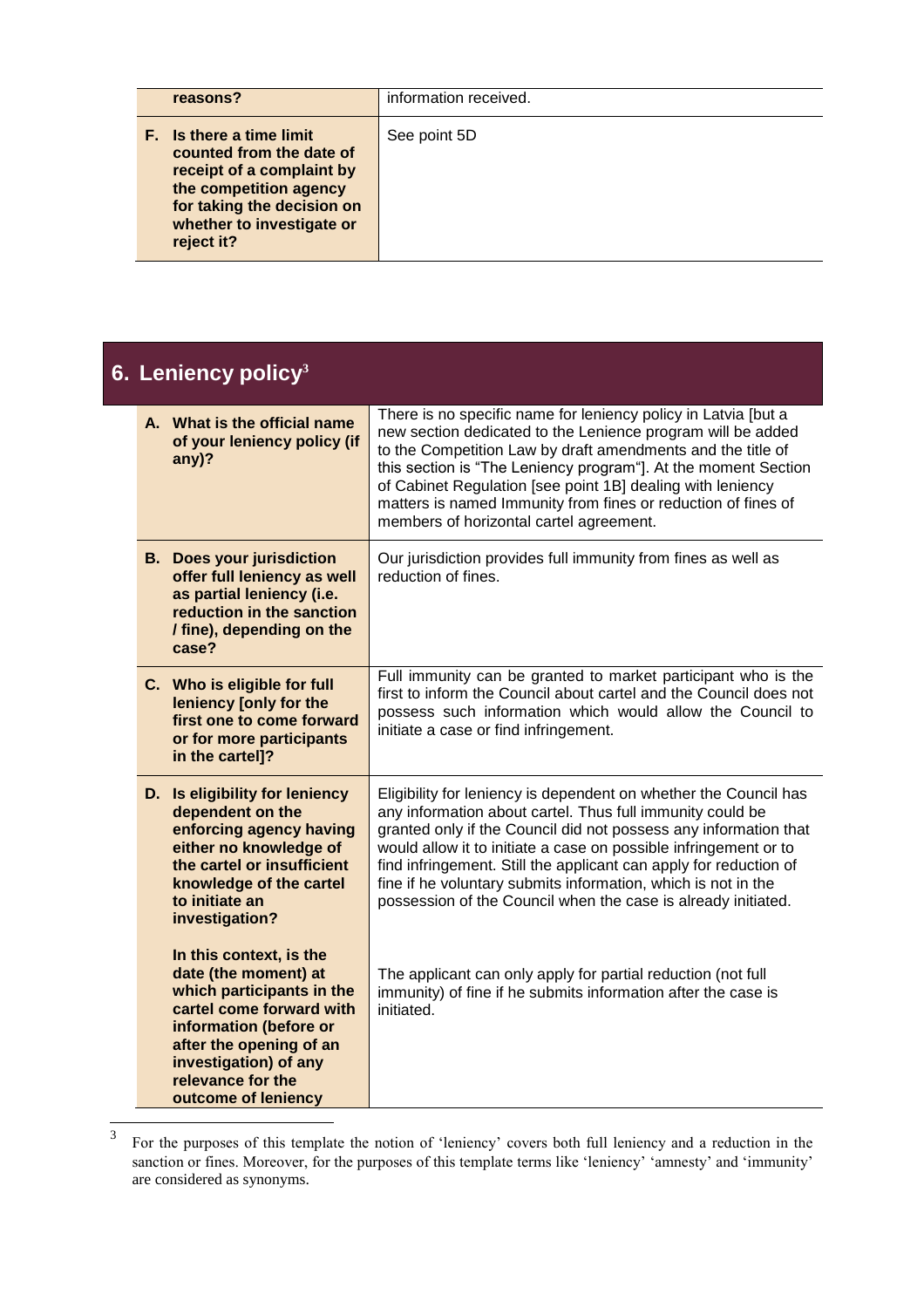| | |
|---|---|
| **reasons?** | information received. |
| **F. Is there a time limit counted from the date of receipt of a complaint by the competition agency for taking the decision on whether to investigate or reject it?** | See point 5D |

## 6. Leniency policy[3]

| | |
|---|---|
| **A. What is the official name of your leniency policy (if any)?** | There is no specific name for leniency policy in Latvia [but a new section dedicated to the Lenience program will be added to the Competition Law by draft amendments and the title of this section is "The Leniency program"]. At the moment Section of Cabinet Regulation [see point 1B] dealing with leniency matters is named Immunity from fines or reduction of fines of members of horizontal cartel agreement. |
| **B. Does your jurisdiction offer full leniency as well as partial leniency (i.e. reduction in the sanction / fine), depending on the case?** | Our jurisdiction provides full immunity from fines as well as reduction of fines. |
| **C. Who is eligible for full leniency [only for the first one to come forward or for more participants in the cartel]?** | Full immunity can be granted to market participant who is the first to inform the Council about cartel and the Council does not possess such information which would allow the Council to initiate a case or find infringement. |
| **D. Is eligibility for leniency dependent on the enforcing agency having either no knowledge of the cartel or insufficient knowledge of the cartel to initiate an investigation?** | Eligibility for leniency is dependent on whether the Council has any information about cartel. Thus full immunity could be granted only if the Council did not possess any information that would allow it to initiate a case on possible infringement or to find infringement. Still the applicant can apply for reduction of fine if he voluntary submits information, which is not in the possession of the Council when the case is already initiated. |
| **In this context, is the date (the moment) at which participants in the cartel come forward with information (before or after the opening of an investigation) of any relevance for the outcome of leniency** | The applicant can only apply for partial reduction (not full immunity) of fine if he submits information after the case is initiated. |

[3] For the purposes of this template the notion of 'leniency' covers both full leniency and a reduction in the sanction or fines. Moreover, for the purposes of this template terms like 'leniency' 'amnesty' and 'immunity' are considered as synonyms.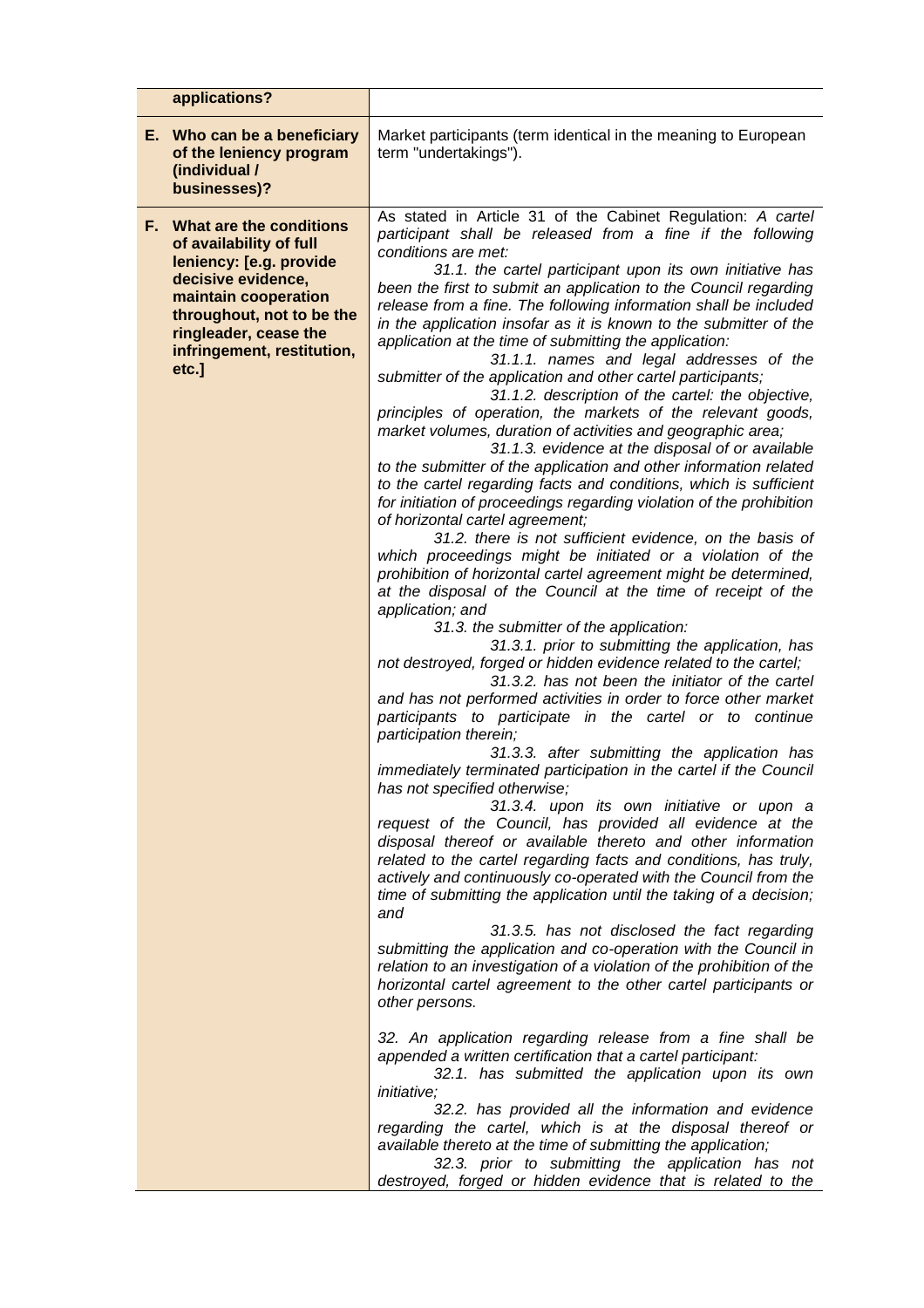| | |
|---|---|
| **applications?** | |
| **E. Who can be a beneficiary of the leniency program (individual / businesses)?** | Market participants (term identical in the meaning to European term "undertakings"). |
| **F. What are the conditions of availability of full leniency: [e.g. provide decisive evidence, maintain cooperation throughout, not to be the ringleader, cease the infringement, restitution, etc.]** | As stated in Article 31 of the Cabinet Regulation: *A cartel participant shall be released from a fine if the following conditions are met:*<br>*31.1. the cartel participant upon its own initiative has been the first to submit an application to the Council regarding release from a fine. The following information shall be included in the application insofar as it is known to the submitter of the application at the time of submitting the application:*<br>*31.1.1. names and legal addresses of the submitter of the application and other cartel participants;*<br>*31.1.2. description of the cartel: the objective, principles of operation, the markets of the relevant goods, market volumes, duration of activities and geographic area;*<br>*31.1.3. evidence at the disposal of or available to the submitter of the application and other information related to the cartel regarding facts and conditions, which is sufficient for initiation of proceedings regarding violation of the prohibition of horizontal cartel agreement;*<br>*31.2. there is not sufficient evidence, on the basis of which proceedings might be initiated or a violation of the prohibition of horizontal cartel agreement might be determined, at the disposal of the Council at the time of receipt of the application; and*<br>*31.3. the submitter of the application:*<br>*31.3.1. prior to submitting the application, has not destroyed, forged or hidden evidence related to the cartel;*<br>*31.3.2. has not been the initiator of the cartel and has not performed activities in order to force other market participants to participate in the cartel or to continue participation therein;*<br>*31.3.3. after submitting the application has immediately terminated participation in the cartel if the Council has not specified otherwise;*<br>*31.3.4. upon its own initiative or upon a request of the Council, has provided all evidence at the disposal thereof or available thereto and other information related to the cartel regarding facts and conditions, has truly, actively and continuously co-operated with the Council from the time of submitting the application until the taking of a decision; and*<br>*31.3.5. has not disclosed the fact regarding submitting the application and co-operation with the Council in relation to an investigation of a violation of the prohibition of the horizontal cartel agreement to the other cartel participants or other persons.*<br><br>*32. An application regarding release from a fine shall be appended a written certification that a cartel participant:*<br>*32.1. has submitted the application upon its own initiative;*<br>*32.2. has provided all the information and evidence regarding the cartel, which is at the disposal thereof or available thereto at the time of submitting the application;*<br>*32.3. prior to submitting the application has not destroyed, forged or hidden evidence that is related to the* |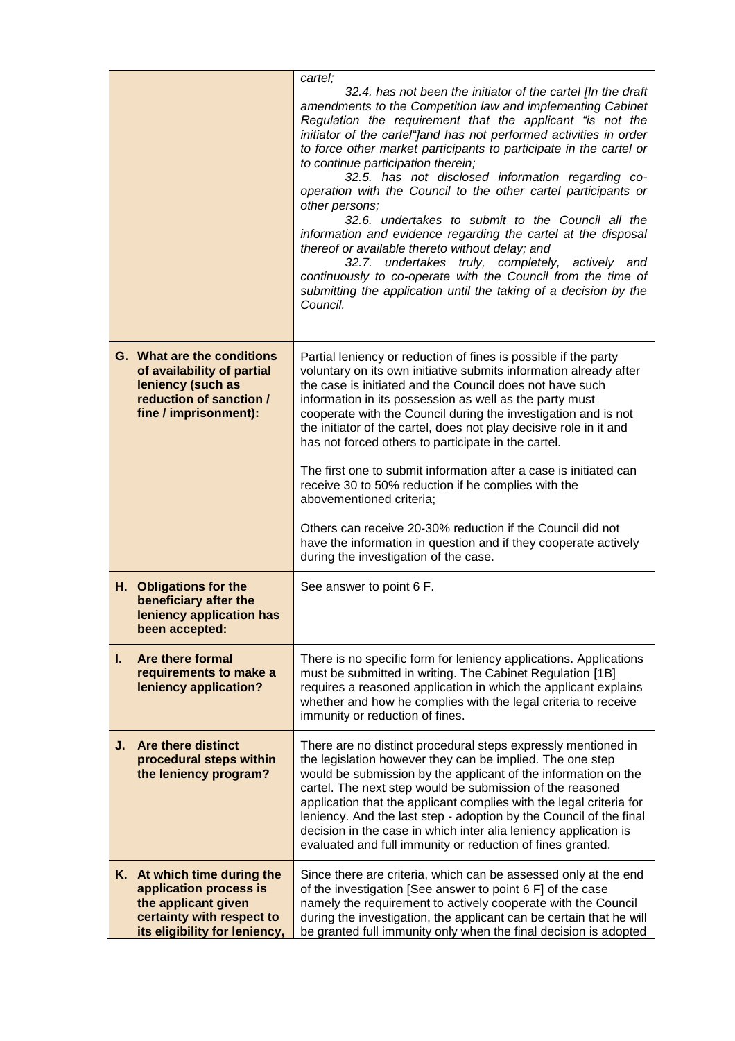| | |
|---|---|
| | *cartel;*<br>*32.4. has not been the initiator of the cartel [In the draft amendments to the Competition law and implementing Cabinet Regulation the requirement that the applicant "is not the initiator of the cartel"]and has not performed activities in order to force other market participants to participate in the cartel or to continue participation therein;*<br>*32.5. has not disclosed information regarding co-operation with the Council to the other cartel participants or other persons;*<br>*32.6. undertakes to submit to the Council all the information and evidence regarding the cartel at the disposal thereof or available thereto without delay; and*<br>*32.7. undertakes truly, completely, actively and continuously to co-operate with the Council from the time of submitting the application until the taking of a decision by the Council.* |
| **G. What are the conditions of availability of partial leniency (such as reduction of sanction / fine / imprisonment):** | Partial leniency or reduction of fines is possible if the party voluntary on its own initiative submits information already after the case is initiated and the Council does not have such information in its possession as well as the party must cooperate with the Council during the investigation and is not the initiator of the cartel, does not play decisive role in it and has not forced others to participate in the cartel.<br><br>The first one to submit information after a case is initiated can receive 30 to 50% reduction if he complies with the abovementioned criteria;<br><br>Others can receive 20-30% reduction if the Council did not have the information in question and if they cooperate actively during the investigation of the case. |
| **H. Obligations for the beneficiary after the leniency application has been accepted:** | See answer to point 6 F. |
| **I. Are there formal requirements to make a leniency application?** | There is no specific form for leniency applications. Applications must be submitted in writing. The Cabinet Regulation [1B] requires a reasoned application in which the applicant explains whether and how he complies with the legal criteria to receive immunity or reduction of fines. |
| **J. Are there distinct procedural steps within the leniency program?** | There are no distinct procedural steps expressly mentioned in the legislation however they can be implied. The one step would be submission by the applicant of the information on the cartel. The next step would be submission of the reasoned application that the applicant complies with the legal criteria for leniency. And the last step - adoption by the Council of the final decision in the case in which inter alia leniency application is evaluated and full immunity or reduction of fines granted. |
| **K. At which time during the application process is the applicant given certainty with respect to its eligibility for leniency,** | Since there are criteria, which can be assessed only at the end of the investigation [See answer to point 6 F] of the case namely the requirement to actively cooperate with the Council during the investigation, the applicant can be certain that he will be granted full immunity only when the final decision is adopted |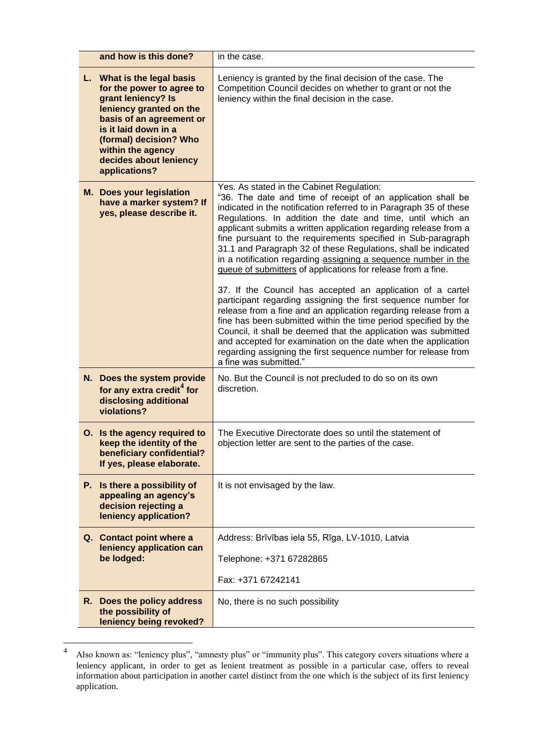| | |
|---|---|
| **and how is this done?** | in the case. |
| **L. What is the legal basis for the power to agree to grant leniency? Is leniency granted on the basis of an agreement or is it laid down in a (formal) decision? Who within the agency decides about leniency applications?** | Leniency is granted by the final decision of the case. The Competition Council decides on whether to grant or not the leniency within the final decision in the case. |
| **M. Does your legislation have a marker system? If yes, please describe it.** | Yes. As stated in the Cabinet Regulation:<br>"36. The date and time of receipt of an application shall be indicated in the notification referred to in Paragraph 35 of these Regulations. In addition the date and time, until which an applicant submits a written application regarding release from a fine pursuant to the requirements specified in Sub-paragraph 31.1 and Paragraph 32 of these Regulations, shall be indicated in a notification regarding assigning a sequence number in the queue of submitters of applications for release from a fine.<br><br>37. If the Council has accepted an application of a cartel participant regarding assigning the first sequence number for release from a fine and an application regarding release from a fine has been submitted within the time period specified by the Council, it shall be deemed that the application was submitted and accepted for examination on the date when the application regarding assigning the first sequence number for release from a fine was submitted." |
| **N. Does the system provide for any extra credit[4] for disclosing additional violations?** | No. But the Council is not precluded to do so on its own discretion. |
| **O. Is the agency required to keep the identity of the beneficiary confidential? If yes, please elaborate.** | The Executive Directorate does so until the statement of objection letter are sent to the parties of the case. |
| **P. Is there a possibility of appealing an agency's decision rejecting a leniency application?** | It is not envisaged by the law. |
| **Q. Contact point where a leniency application can be lodged:** | Address: Brīvības iela 55, Rīga, LV-1010, Latvia<br><br>Telephone: +371 67282865<br><br>Fax: +371 67242141 |
| **R. Does the policy address the possibility of leniency being revoked?** | No, there is no such possibility |

[4] Also known as: "leniency plus", "amnesty plus" or "immunity plus". This category covers situations where a leniency applicant, in order to get as lenient treatment as possible in a particular case, offers to reveal information about participation in another cartel distinct from the one which is the subject of its first leniency application.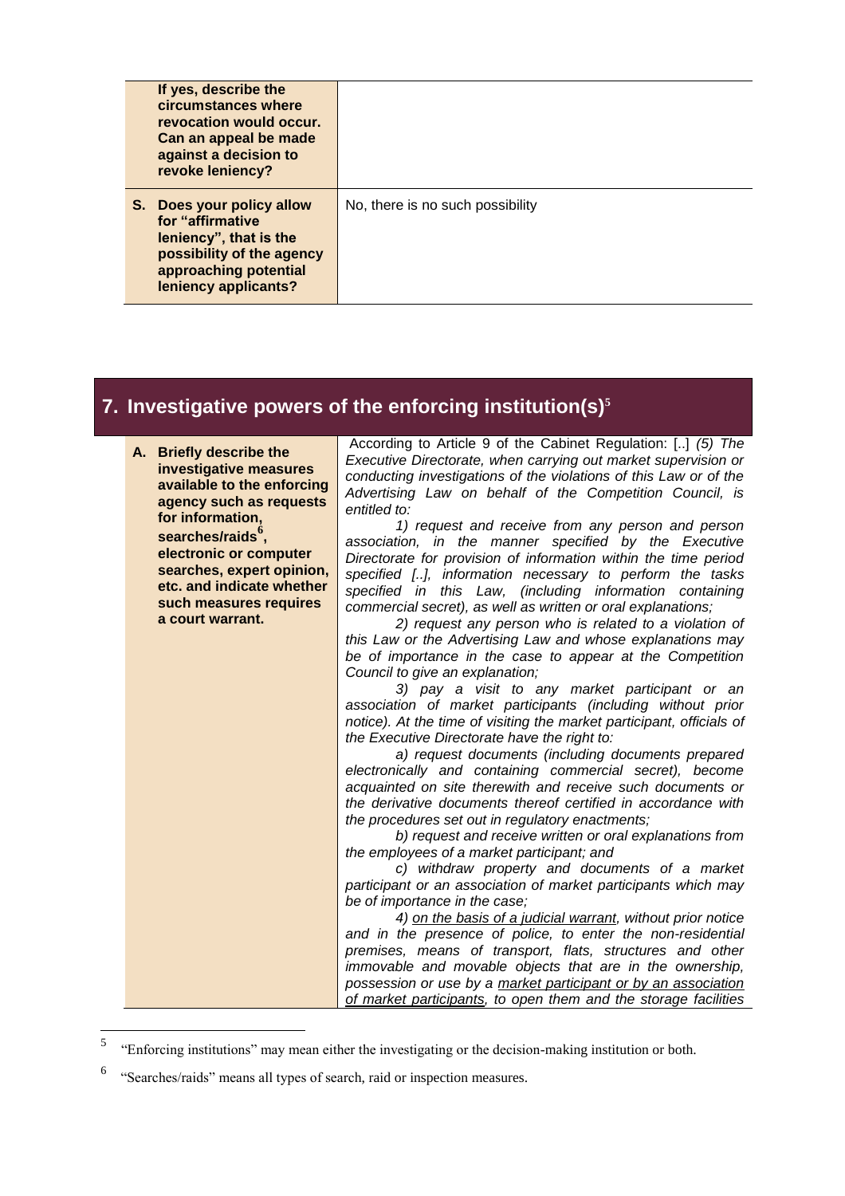| | |
|---|---|
| **If yes, describe the circumstances where revocation would occur. Can an appeal be made against a decision to revoke leniency?** | |
| **S. Does your policy allow for "affirmative leniency", that is the possibility of the agency approaching potential leniency applicants?** | No, there is no such possibility |

## 7. Investigative powers of the enforcing institution(s)[5]

| | |
|---|---|
| **A. Briefly describe the investigative measures available to the enforcing agency such as requests for information, searches/raids[6], electronic or computer searches, expert opinion, etc. and indicate whether such measures requires a court warrant.** | According to Article 9 of the Cabinet Regulation: [..] *(5) The Executive Directorate, when carrying out market supervision or conducting investigations of the violations of this Law or of the Advertising Law on behalf of the Competition Council, is entitled to:*<br>*1) request and receive from any person and person association, in the manner specified by the Executive Directorate for provision of information within the time period specified [..], information necessary to perform the tasks specified in this Law, (including information containing commercial secret), as well as written or oral explanations;*<br>*2) request any person who is related to a violation of this Law or the Advertising Law and whose explanations may be of importance in the case to appear at the Competition Council to give an explanation;*<br>*3) pay a visit to any market participant or an association of market participants (including without prior notice). At the time of visiting the market participant, officials of the Executive Directorate have the right to:*<br>*a) request documents (including documents prepared electronically and containing commercial secret), become acquainted on site therewith and receive such documents or the derivative documents thereof certified in accordance with the procedures set out in regulatory enactments;*<br>*b) request and receive written or oral explanations from the employees of a market participant; and*<br>*c) withdraw property and documents of a market participant or an association of market participants which may be of importance in the case;*<br>*4) <u>on the basis of a judicial warrant</u>, without prior notice and in the presence of police, to enter the non-residential premises, means of transport, flats, structures and other immovable and movable objects that are in the ownership, possession or use by a <u>market participant or by an association of market participants</u>, to open them and the storage facilities* |

[5] "Enforcing institutions" may mean either the investigating or the decision-making institution or both.

[6] "Searches/raids" means all types of search, raid or inspection measures.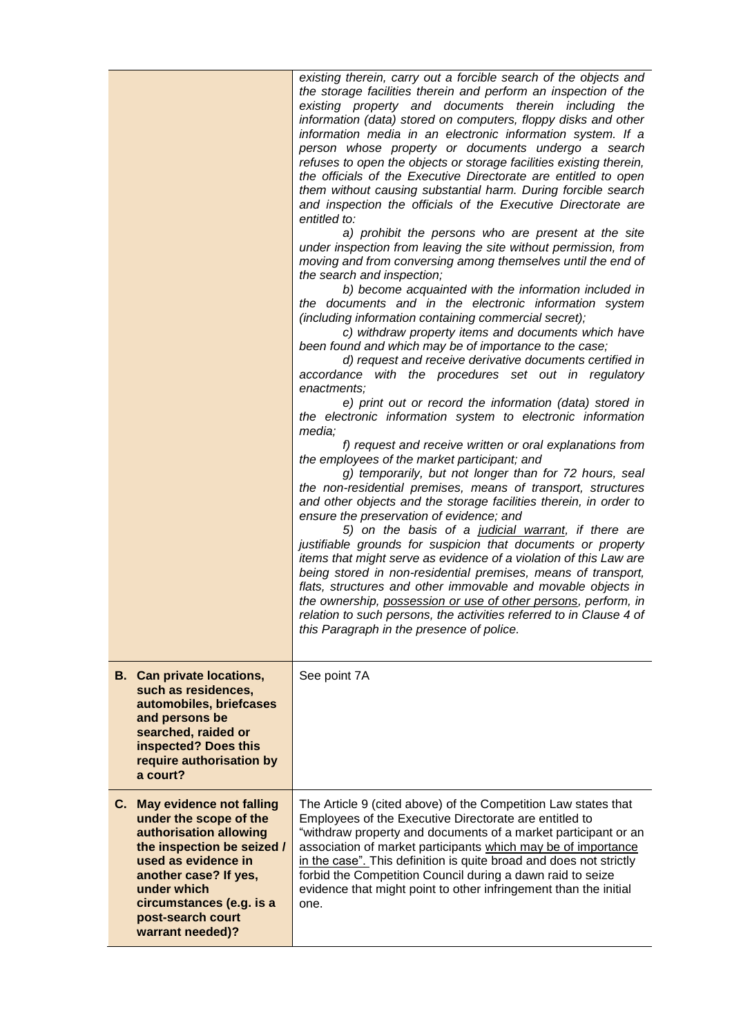| | |
|---|---|
| | *existing therein, carry out a forcible search of the objects and the storage facilities therein and perform an inspection of the existing property and documents therein including the information (data) stored on computers, floppy disks and other information media in an electronic information system. If a person whose property or documents undergo a search refuses to open the objects or storage facilities existing therein, the officials of the Executive Directorate are entitled to open them without causing substantial harm. During forcible search and inspection the officials of the Executive Directorate are entitled to:*<br>*a) prohibit the persons who are present at the site under inspection from leaving the site without permission, from moving and from conversing among themselves until the end of the search and inspection;*<br>*b) become acquainted with the information included in the documents and in the electronic information system (including information containing commercial secret);*<br>*c) withdraw property items and documents which have been found and which may be of importance to the case;*<br>*d) request and receive derivative documents certified in accordance with the procedures set out in regulatory enactments;*<br>*e) print out or record the information (data) stored in the electronic information system to electronic information media;*<br>*f) request and receive written or oral explanations from the employees of the market participant; and*<br>*g) temporarily, but not longer than for 72 hours, seal the non-residential premises, means of transport, structures and other objects and the storage facilities therein, in order to ensure the preservation of evidence; and*<br>*5) on the basis of a <u>judicial warrant</u>, if there are justifiable grounds for suspicion that documents or property items that might serve as evidence of a violation of this Law are being stored in non-residential premises, means of transport, flats, structures and other immovable and movable objects in the ownership, <u>possession or use of other persons</u>, perform, in relation to such persons, the activities referred to in Clause 4 of this Paragraph in the presence of police.* |
| **B. Can private locations, such as residences, automobiles, briefcases and persons be searched, raided or inspected? Does this require authorisation by a court?** | See point 7A |
| **C. May evidence not falling under the scope of the authorisation allowing the inspection be seized / used as evidence in another case? If yes, under which circumstances (e.g. is a post-search court warrant needed)?** | The Article 9 (cited above) of the Competition Law states that Employees of the Executive Directorate are entitled to "withdraw property and documents of a market participant or an association of market participants <u>which may be of importance in the case".</u> This definition is quite broad and does not strictly forbid the Competition Council during a dawn raid to seize evidence that might point to other infringement than the initial one. |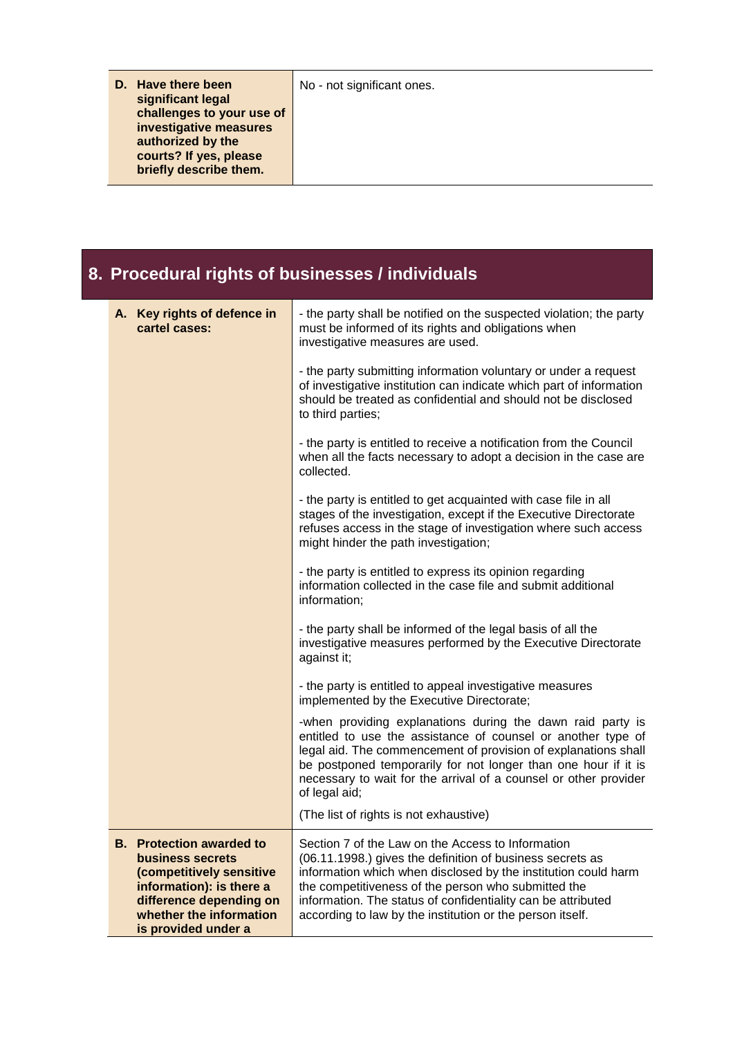| | |
|---|---|
| **D. Have there been significant legal challenges to your use of investigative measures authorized by the courts? If yes, please briefly describe them.** | No - not significant ones. |

## 8. Procedural rights of businesses / individuals

| | |
|---|---|
| **A. Key rights of defence in cartel cases:** | - the party shall be notified on the suspected violation; the party must be informed of its rights and obligations when investigative measures are used.<br><br>- the party submitting information voluntary or under a request of investigative institution can indicate which part of information should be treated as confidential and should not be disclosed to third parties;<br><br>- the party is entitled to receive a notification from the Council when all the facts necessary to adopt a decision in the case are collected.<br><br>- the party is entitled to get acquainted with case file in all stages of the investigation, except if the Executive Directorate refuses access in the stage of investigation where such access might hinder the path investigation;<br><br>- the party is entitled to express its opinion regarding information collected in the case file and submit additional information;<br><br>- the party shall be informed of the legal basis of all the investigative measures performed by the Executive Directorate against it;<br><br>- the party is entitled to appeal investigative measures implemented by the Executive Directorate;<br><br>-when providing explanations during the dawn raid party is entitled to use the assistance of counsel or another type of legal aid. The commencement of provision of explanations shall be postponed temporarily for not longer than one hour if it is necessary to wait for the arrival of a counsel or other provider of legal aid;<br><br>(The list of rights is not exhaustive) |
| **B. Protection awarded to business secrets (competitively sensitive information): is there a difference depending on whether the information is provided under a** | Section 7 of the Law on the Access to Information (06.11.1998.) gives the definition of business secrets as information which when disclosed by the institution could harm the competitiveness of the person who submitted the information. The status of confidentiality can be attributed according to law by the institution or the person itself. |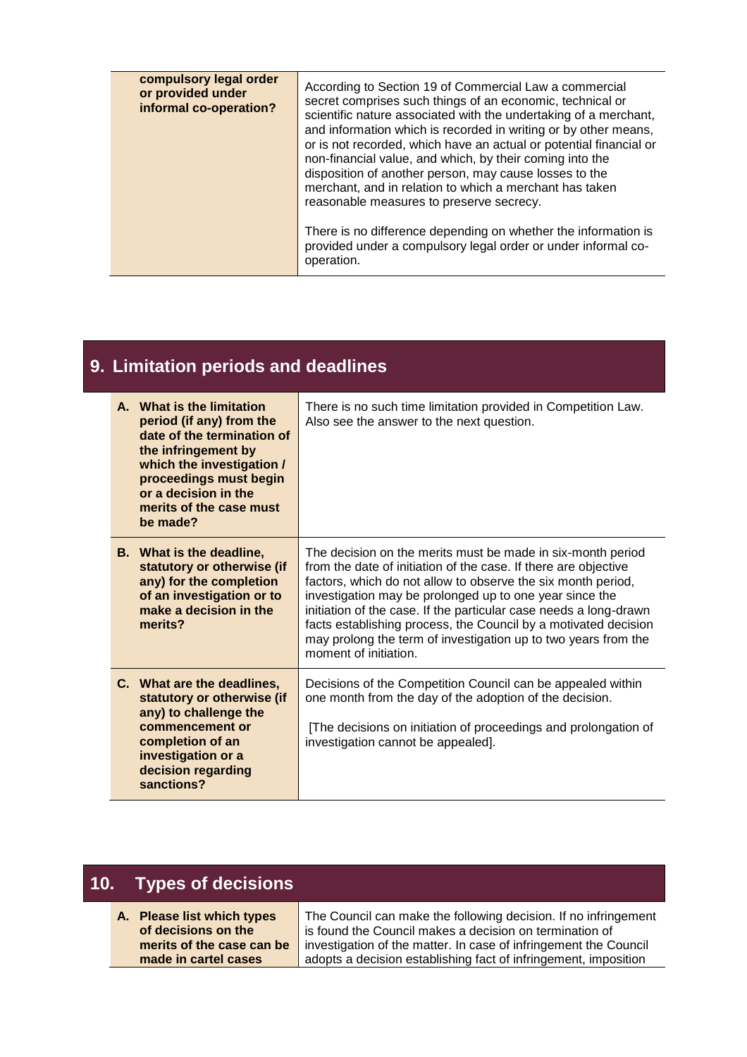| compulsory legal order or provided under informal co-operation? | According to Section 19 of Commercial Law a commercial secret comprises such things of an economic, technical or scientific nature associated with the undertaking of a merchant, and information which is recorded in writing or by other means, or is not recorded, which have an actual or potential financial or non-financial value, and which, by their coming into the disposition of another person, may cause losses to the merchant, and in relation to which a merchant has taken reasonable measures to preserve secrecy.<br><br>There is no difference depending on whether the information is provided under a compulsory legal order or under informal co-operation. |
|---|---|

## 9. Limitation periods and deadlines

| | |
|---|---|
| **A. What is the limitation period (if any) from the date of the termination of the infringement by which the investigation / proceedings must begin or a decision in the merits of the case must be made?** | There is no such time limitation provided in Competition Law. Also see the answer to the next question. |
| **B. What is the deadline, statutory or otherwise (if any) for the completion of an investigation or to make a decision in the merits?** | The decision on the merits must be made in six-month period from the date of initiation of the case. If there are objective factors, which do not allow to observe the six month period, investigation may be prolonged up to one year since the initiation of the case. If the particular case needs a long-drawn facts establishing process, the Council by a motivated decision may prolong the term of investigation up to two years from the moment of initiation. |
| **C. What are the deadlines, statutory or otherwise (if any) to challenge the commencement or completion of an investigation or a decision regarding sanctions?** | Decisions of the Competition Council can be appealed within one month from the day of the adoption of the decision.<br><br>[The decisions on initiation of proceedings and prolongation of investigation cannot be appealed]. |

## 10. Types of decisions

| | |
|---|---|
| **A. Please list which types of decisions on the merits of the case can be made in cartel cases** | The Council can make the following decision. If no infringement is found the Council makes a decision on termination of investigation of the matter. In case of infringement the Council adopts a decision establishing fact of infringement, imposition |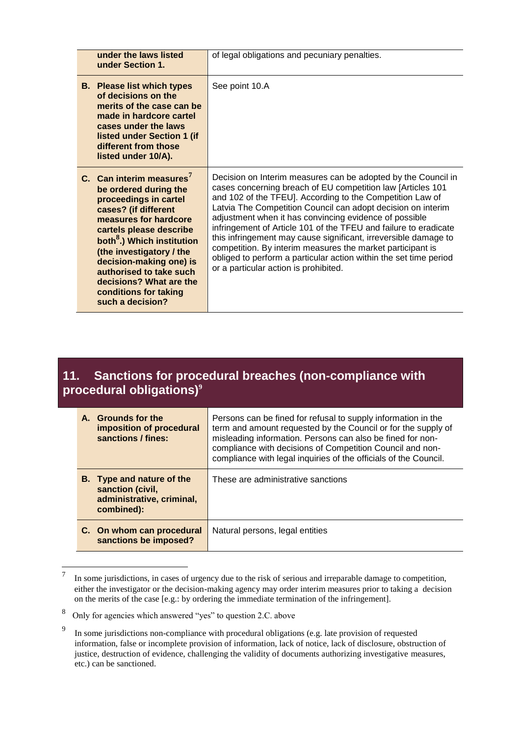| | |
|---|---|
| under the laws listed under Section 1. | of legal obligations and pecuniary penalties. |
| **B. Please list which types of decisions on the merits of the case can be made in hardcore cartel cases under the laws listed under Section 1 (if different from those listed under 10/A).** | See point 10.A |
| **C. Can interim measures[7] be ordered during the proceedings in cartel cases? (if different measures for hardcore cartels please describe both[8].) Which institution (the investigatory / the decision-making one) is authorised to take such decisions? What are the conditions for taking such a decision?** | Decision on Interim measures can be adopted by the Council in cases concerning breach of EU competition law [Articles 101 and 102 of the TFEU]. According to the Competition Law of Latvia The Competition Council can adopt decision on interim adjustment when it has convincing evidence of possible infringement of Article 101 of the TFEU and failure to eradicate this infringement may cause significant, irreversible damage to competition. By interim measures the market participant is obliged to perform a particular action within the set time period or a particular action is prohibited. |

## 11. Sanctions for procedural breaches (non-compliance with procedural obligations)[9]

| | |
|---|---|
| **A. Grounds for the imposition of procedural sanctions / fines:** | Persons can be fined for refusal to supply information in the term and amount requested by the Council or for the supply of misleading information. Persons can also be fined for non-compliance with decisions of Competition Council and non-compliance with legal inquiries of the officials of the Council. |
| **B. Type and nature of the sanction (civil, administrative, criminal, combined):** | These are administrative sanctions |
| **C. On whom can procedural sanctions be imposed?** | Natural persons, legal entities |

[7] In some jurisdictions, in cases of urgency due to the risk of serious and irreparable damage to competition, either the investigator or the decision-making agency may order interim measures prior to taking a decision on the merits of the case [e.g.: by ordering the immediate termination of the infringement].

[8] Only for agencies which answered "yes" to question 2.C. above

[9] In some jurisdictions non-compliance with procedural obligations (e.g. late provision of requested information, false or incomplete provision of information, lack of notice, lack of disclosure, obstruction of justice, destruction of evidence, challenging the validity of documents authorizing investigative measures, etc.) can be sanctioned.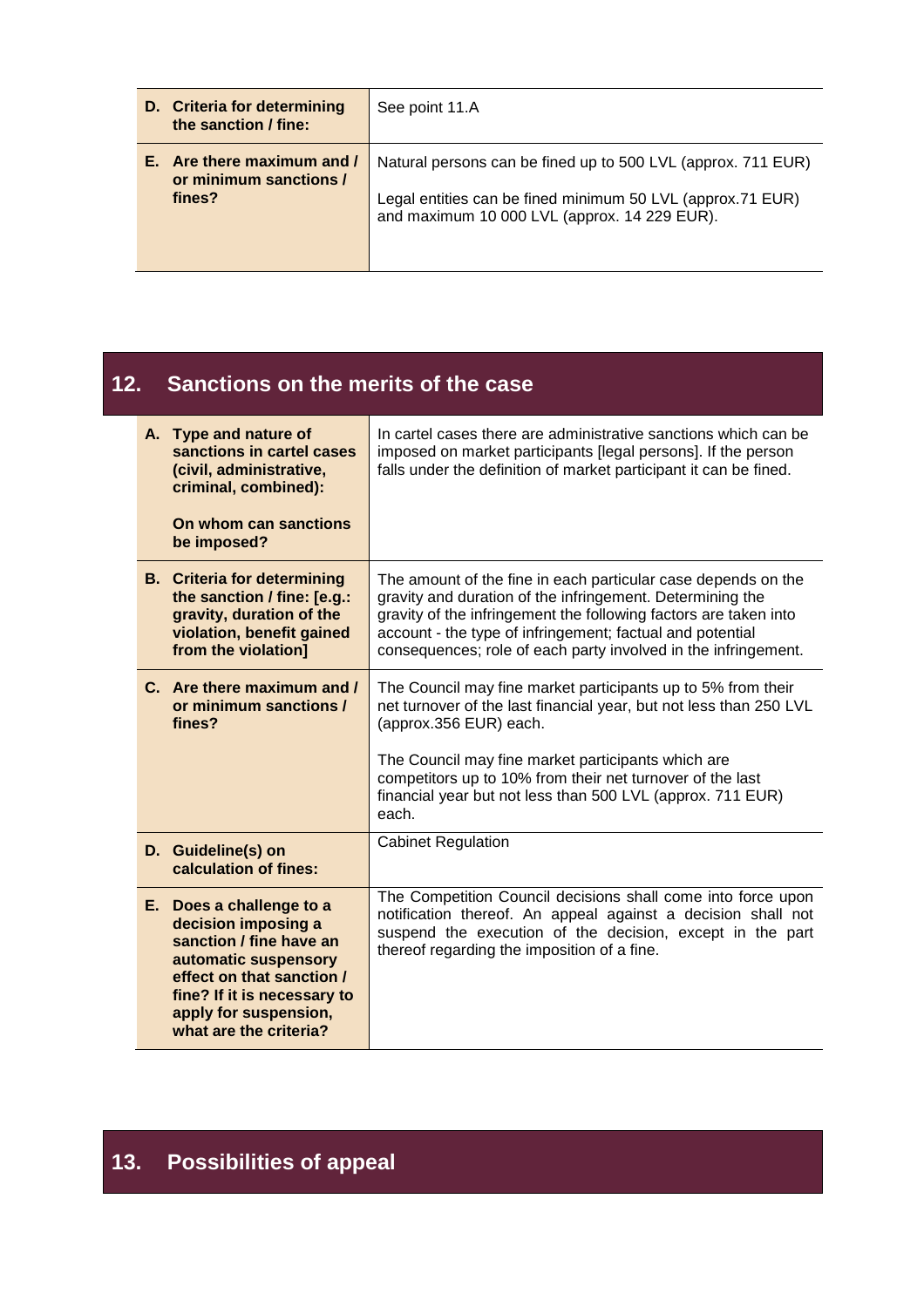| | |
|---|---|
| **D. Criteria for determining the sanction / fine:** | See point 11.A |
| **E. Are there maximum and / or minimum sanctions / fines?** | Natural persons can be fined up to 500 LVL (approx. 711 EUR)<br><br>Legal entities can be fined minimum 50 LVL (approx.71 EUR) and maximum 10 000 LVL (approx. 14 229 EUR). |

## 12. Sanctions on the merits of the case

| | |
|---|---|
| **A. Type and nature of sanctions in cartel cases (civil, administrative, criminal, combined):**<br><br>**On whom can sanctions be imposed?** | In cartel cases there are administrative sanctions which can be imposed on market participants [legal persons]. If the person falls under the definition of market participant it can be fined. |
| **B. Criteria for determining the sanction / fine: [e.g.: gravity, duration of the violation, benefit gained from the violation]** | The amount of the fine in each particular case depends on the gravity and duration of the infringement. Determining the gravity of the infringement the following factors are taken into account - the type of infringement; factual and potential consequences; role of each party involved in the infringement. |
| **C. Are there maximum and / or minimum sanctions / fines?** | The Council may fine market participants up to 5% from their net turnover of the last financial year, but not less than 250 LVL (approx.356 EUR) each.<br><br>The Council may fine market participants which are competitors up to 10% from their net turnover of the last financial year but not less than 500 LVL (approx. 711 EUR) each. |
| **D. Guideline(s) on calculation of fines:** | Cabinet Regulation |
| **E. Does a challenge to a decision imposing a sanction / fine have an automatic suspensory effect on that sanction / fine? If it is necessary to apply for suspension, what are the criteria?** | The Competition Council decisions shall come into force upon notification thereof. An appeal against a decision shall not suspend the execution of the decision, except in the part thereof regarding the imposition of a fine. |

## 13. Possibilities of appeal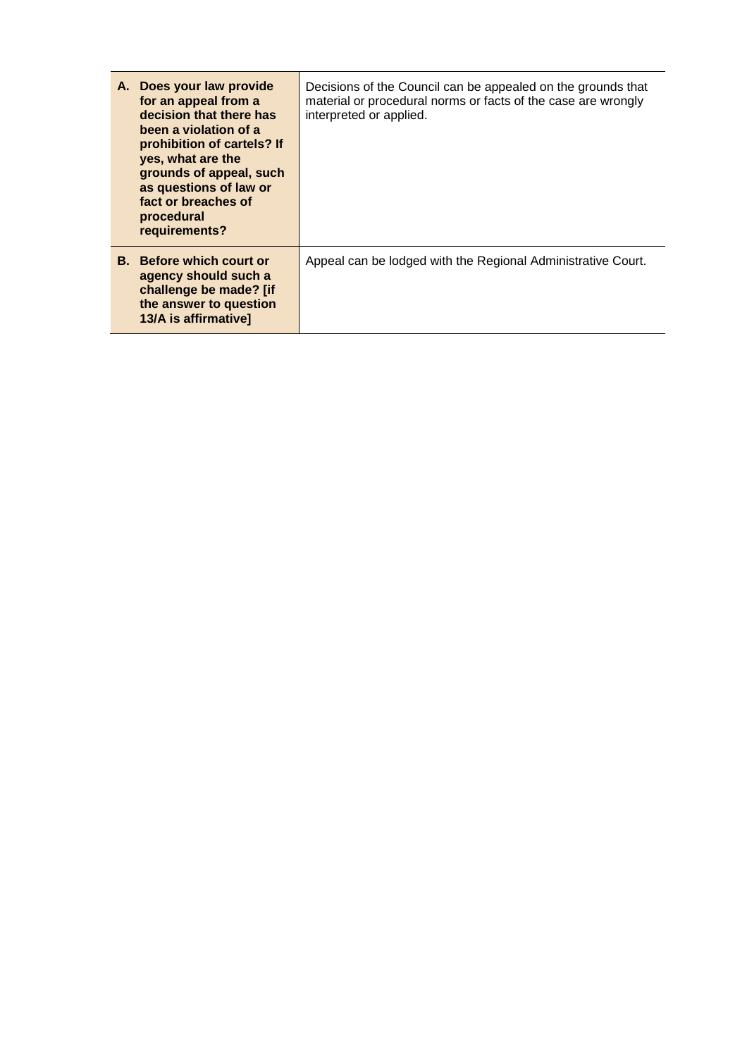| | |
|---|---|
| **A. Does your law provide for an appeal from a decision that there has been a violation of a prohibition of cartels? If yes, what are the grounds of appeal, such as questions of law or fact or breaches of procedural requirements?** | Decisions of the Council can be appealed on the grounds that material or procedural norms or facts of the case are wrongly interpreted or applied. |
| **B. Before which court or agency should such a challenge be made? [if the answer to question 13/A is affirmative]** | Appeal can be lodged with the Regional Administrative Court. |